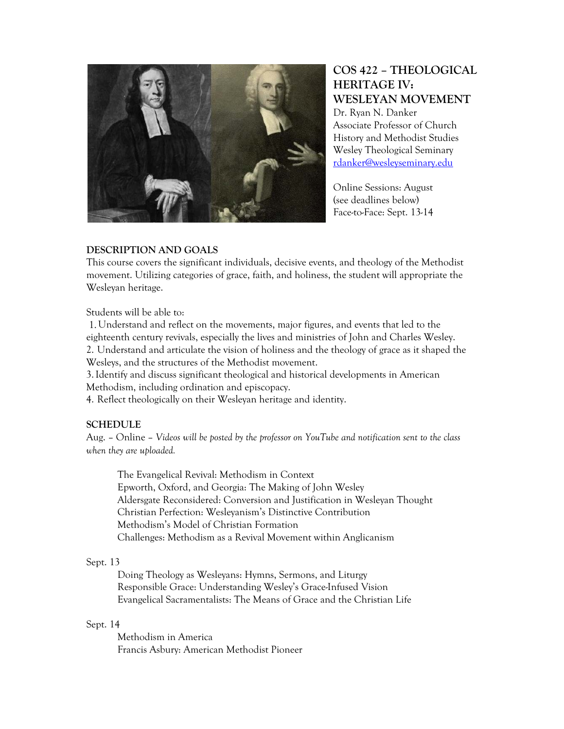# COS 422 – THEOLOGICAL HERITAGE IV: WESLEYAN MOVEMENT

Dr. Ryan N. Danker
Associate Professor of Church History and Methodist Studies
Wesley Theological Seminary
rdanker@wesleyseminary.edu

Online Sessions: August (see deadlines below)
Face-to-Face: Sept. 13-14

## DESCRIPTION AND GOALS

This course covers the significant individuals, decisive events, and theology of the Methodist movement. Utilizing categories of grace, faith, and holiness, the student will appropriate the Wesleyan heritage.

Students will be able to:

1. Understand and reflect on the movements, major figures, and events that led to the eighteenth century revivals, especially the lives and ministries of John and Charles Wesley.
2. Understand and articulate the vision of holiness and the theology of grace as it shaped the Wesleys, and the structures of the Methodist movement.
3. Identify and discuss significant theological and historical developments in American Methodism, including ordination and episcopacy.
4. Reflect theologically on their Wesleyan heritage and identity.

## SCHEDULE

Aug. – Online – *Videos will be posted by the professor on YouTube and notification sent to the class when they are uploaded.*

- The Evangelical Revival: Methodism in Context
- Epworth, Oxford, and Georgia: The Making of John Wesley
- Aldersgate Reconsidered: Conversion and Justification in Wesleyan Thought
- Christian Perfection: Wesleyanism's Distinctive Contribution
- Methodism's Model of Christian Formation
- Challenges: Methodism as a Revival Movement within Anglicanism

Sept. 13

- Doing Theology as Wesleyans: Hymns, Sermons, and Liturgy
- Responsible Grace: Understanding Wesley's Grace-Infused Vision
- Evangelical Sacramentalists: The Means of Grace and the Christian Life

Sept. 14

- Methodism in America
- Francis Asbury: American Methodist Pioneer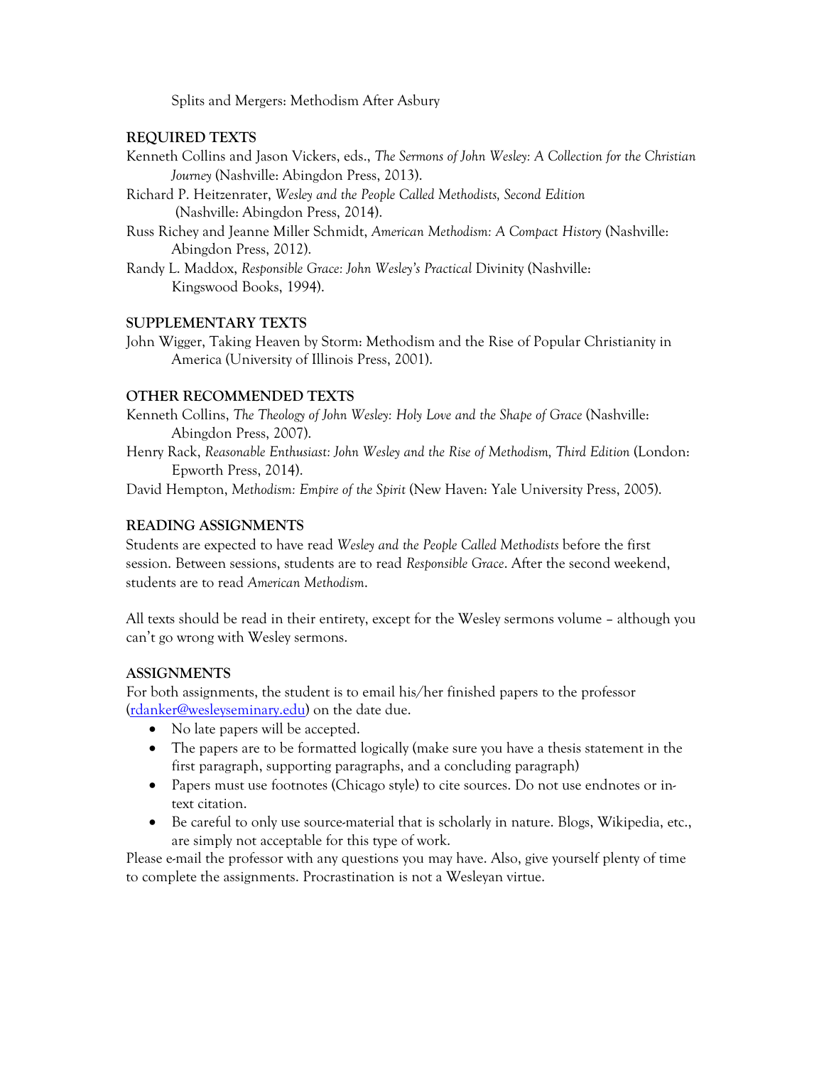Splits and Mergers: Methodism After Asbury

## REQUIRED TEXTS

Kenneth Collins and Jason Vickers, eds., *The Sermons of John Wesley: A Collection for the Christian Journey* (Nashville: Abingdon Press, 2013).

Richard P. Heitzenrater, *Wesley and the People Called Methodists, Second Edition* (Nashville: Abingdon Press, 2014).

Russ Richey and Jeanne Miller Schmidt, *American Methodism: A Compact History* (Nashville: Abingdon Press, 2012).

Randy L. Maddox, *Responsible Grace: John Wesley's Practical* Divinity (Nashville: Kingswood Books, 1994).

## SUPPLEMENTARY TEXTS

John Wigger, Taking Heaven by Storm: Methodism and the Rise of Popular Christianity in America (University of Illinois Press, 2001).

## OTHER RECOMMENDED TEXTS

Kenneth Collins, *The Theology of John Wesley: Holy Love and the Shape of Grace* (Nashville: Abingdon Press, 2007).

Henry Rack, *Reasonable Enthusiast: John Wesley and the Rise of Methodism, Third Edition* (London: Epworth Press, 2014).

David Hempton, *Methodism: Empire of the Spirit* (New Haven: Yale University Press, 2005).

## READING ASSIGNMENTS

Students are expected to have read *Wesley and the People Called Methodists* before the first session. Between sessions, students are to read *Responsible Grace*. After the second weekend, students are to read *American Methodism*.

All texts should be read in their entirety, except for the Wesley sermons volume – although you can't go wrong with Wesley sermons.

## ASSIGNMENTS

For both assignments, the student is to email his/her finished papers to the professor (rdanker@wesleyseminary.edu) on the date due.

- No late papers will be accepted.
- The papers are to be formatted logically (make sure you have a thesis statement in the first paragraph, supporting paragraphs, and a concluding paragraph)
- Papers must use footnotes (Chicago style) to cite sources. Do not use endnotes or in-text citation.
- Be careful to only use source-material that is scholarly in nature. Blogs, Wikipedia, etc., are simply not acceptable for this type of work.

Please e-mail the professor with any questions you may have. Also, give yourself plenty of time to complete the assignments. Procrastination is not a Wesleyan virtue.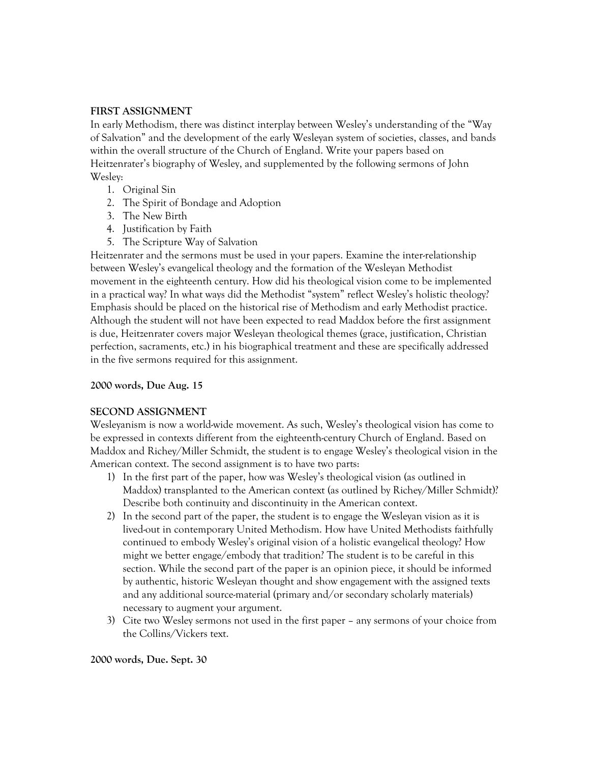**FIRST ASSIGNMENT**

In early Methodism, there was distinct interplay between Wesley's understanding of the "Way of Salvation" and the development of the early Wesleyan system of societies, classes, and bands within the overall structure of the Church of England. Write your papers based on Heitzenrater's biography of Wesley, and supplemented by the following sermons of John Wesley:

1. Original Sin
2. The Spirit of Bondage and Adoption
3. The New Birth
4. Justification by Faith
5. The Scripture Way of Salvation

Heitzenrater and the sermons must be used in your papers. Examine the inter-relationship between Wesley's evangelical theology and the formation of the Wesleyan Methodist movement in the eighteenth century. How did his theological vision come to be implemented in a practical way? In what ways did the Methodist "system" reflect Wesley's holistic theology? Emphasis should be placed on the historical rise of Methodism and early Methodist practice. Although the student will not have been expected to read Maddox before the first assignment is due, Heitzenrater covers major Wesleyan theological themes (grace, justification, Christian perfection, sacraments, etc.) in his biographical treatment and these are specifically addressed in the five sermons required for this assignment.

**2000 words, Due Aug. 15**

**SECOND ASSIGNMENT**

Wesleyanism is now a world-wide movement. As such, Wesley's theological vision has come to be expressed in contexts different from the eighteenth-century Church of England. Based on Maddox and Richey/Miller Schmidt, the student is to engage Wesley's theological vision in the American context. The second assignment is to have two parts:

1) In the first part of the paper, how was Wesley's theological vision (as outlined in Maddox) transplanted to the American context (as outlined by Richey/Miller Schmidt)? Describe both continuity and discontinuity in the American context.
2) In the second part of the paper, the student is to engage the Wesleyan vision as it is lived-out in contemporary United Methodism. How have United Methodists faithfully continued to embody Wesley's original vision of a holistic evangelical theology? How might we better engage/embody that tradition? The student is to be careful in this section. While the second part of the paper is an opinion piece, it should be informed by authentic, historic Wesleyan thought and show engagement with the assigned texts and any additional source-material (primary and/or secondary scholarly materials) necessary to augment your argument.
3) Cite two Wesley sermons not used in the first paper – any sermons of your choice from the Collins/Vickers text.

**2000 words, Due. Sept. 30**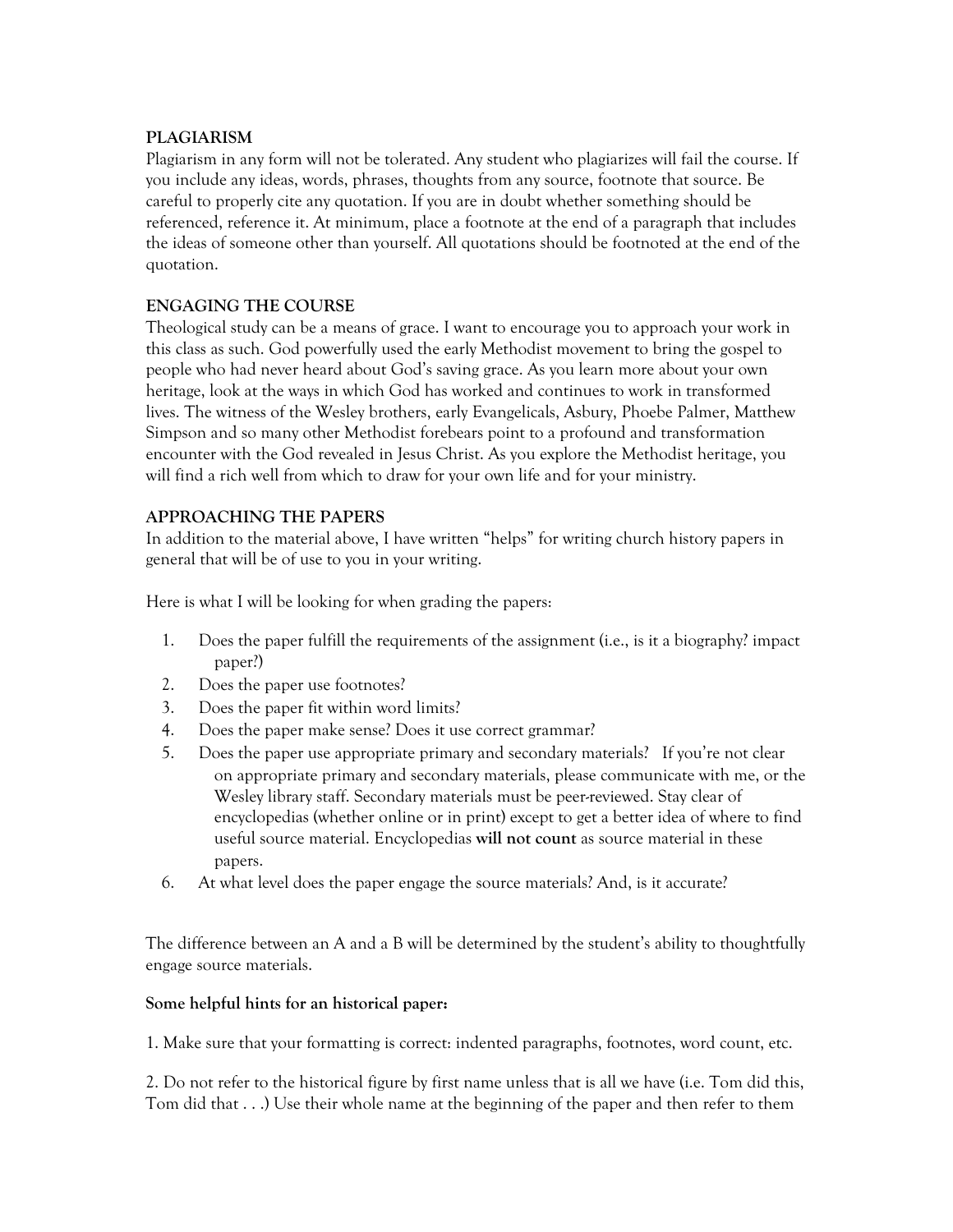**PLAGIARISM**

Plagiarism in any form will not be tolerated. Any student who plagiarizes will fail the course. If you include any ideas, words, phrases, thoughts from any source, footnote that source. Be careful to properly cite any quotation. If you are in doubt whether something should be referenced, reference it. At minimum, place a footnote at the end of a paragraph that includes the ideas of someone other than yourself. All quotations should be footnoted at the end of the quotation.

**ENGAGING THE COURSE**

Theological study can be a means of grace. I want to encourage you to approach your work in this class as such. God powerfully used the early Methodist movement to bring the gospel to people who had never heard about God's saving grace. As you learn more about your own heritage, look at the ways in which God has worked and continues to work in transformed lives. The witness of the Wesley brothers, early Evangelicals, Asbury, Phoebe Palmer, Matthew Simpson and so many other Methodist forebears point to a profound and transformation encounter with the God revealed in Jesus Christ. As you explore the Methodist heritage, you will find a rich well from which to draw for your own life and for your ministry.

**APPROACHING THE PAPERS**

In addition to the material above, I have written "helps" for writing church history papers in general that will be of use to you in your writing.

Here is what I will be looking for when grading the papers:

1. Does the paper fulfill the requirements of the assignment (i.e., is it a biography? impact paper?)
2. Does the paper use footnotes?
3. Does the paper fit within word limits?
4. Does the paper make sense? Does it use correct grammar?
5. Does the paper use appropriate primary and secondary materials? If you're not clear on appropriate primary and secondary materials, please communicate with me, or the Wesley library staff. Secondary materials must be peer-reviewed. Stay clear of encyclopedias (whether online or in print) except to get a better idea of where to find useful source material. Encyclopedias **will not count** as source material in these papers.
6. At what level does the paper engage the source materials? And, is it accurate?

The difference between an A and a B will be determined by the student's ability to thoughtfully engage source materials.

**Some helpful hints for an historical paper:**

1. Make sure that your formatting is correct: indented paragraphs, footnotes, word count, etc.

2. Do not refer to the historical figure by first name unless that is all we have (i.e. Tom did this, Tom did that . . .) Use their whole name at the beginning of the paper and then refer to them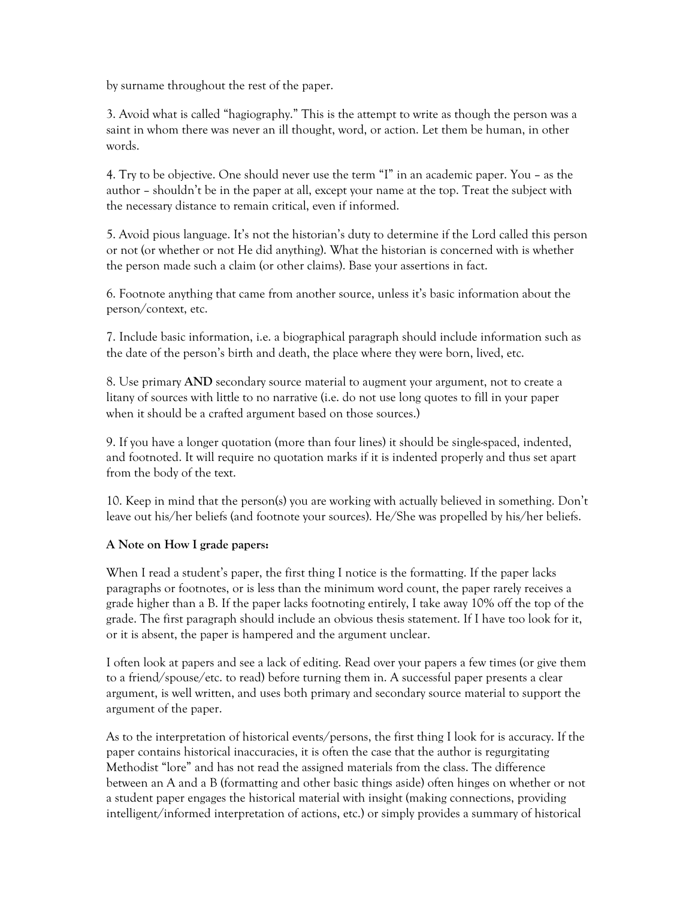by surname throughout the rest of the paper.

3. Avoid what is called "hagiography." This is the attempt to write as though the person was a saint in whom there was never an ill thought, word, or action. Let them be human, in other words.

4. Try to be objective. One should never use the term "I" in an academic paper. You – as the author – shouldn't be in the paper at all, except your name at the top. Treat the subject with the necessary distance to remain critical, even if informed.

5. Avoid pious language. It's not the historian's duty to determine if the Lord called this person or not (or whether or not He did anything). What the historian is concerned with is whether the person made such a claim (or other claims). Base your assertions in fact.

6. Footnote anything that came from another source, unless it's basic information about the person/context, etc.

7. Include basic information, i.e. a biographical paragraph should include information such as the date of the person's birth and death, the place where they were born, lived, etc.

8. Use primary **AND** secondary source material to augment your argument, not to create a litany of sources with little to no narrative (i.e. do not use long quotes to fill in your paper when it should be a crafted argument based on those sources.)

9. If you have a longer quotation (more than four lines) it should be single-spaced, indented, and footnoted. It will require no quotation marks if it is indented properly and thus set apart from the body of the text.

10. Keep in mind that the person(s) you are working with actually believed in something. Don't leave out his/her beliefs (and footnote your sources). He/She was propelled by his/her beliefs.

**A Note on How I grade papers:**

When I read a student's paper, the first thing I notice is the formatting. If the paper lacks paragraphs or footnotes, or is less than the minimum word count, the paper rarely receives a grade higher than a B. If the paper lacks footnoting entirely, I take away 10% off the top of the grade. The first paragraph should include an obvious thesis statement. If I have too look for it, or it is absent, the paper is hampered and the argument unclear.

I often look at papers and see a lack of editing. Read over your papers a few times (or give them to a friend/spouse/etc. to read) before turning them in. A successful paper presents a clear argument, is well written, and uses both primary and secondary source material to support the argument of the paper.

As to the interpretation of historical events/persons, the first thing I look for is accuracy. If the paper contains historical inaccuracies, it is often the case that the author is regurgitating Methodist "lore" and has not read the assigned materials from the class. The difference between an A and a B (formatting and other basic things aside) often hinges on whether or not a student paper engages the historical material with insight (making connections, providing intelligent/informed interpretation of actions, etc.) or simply provides a summary of historical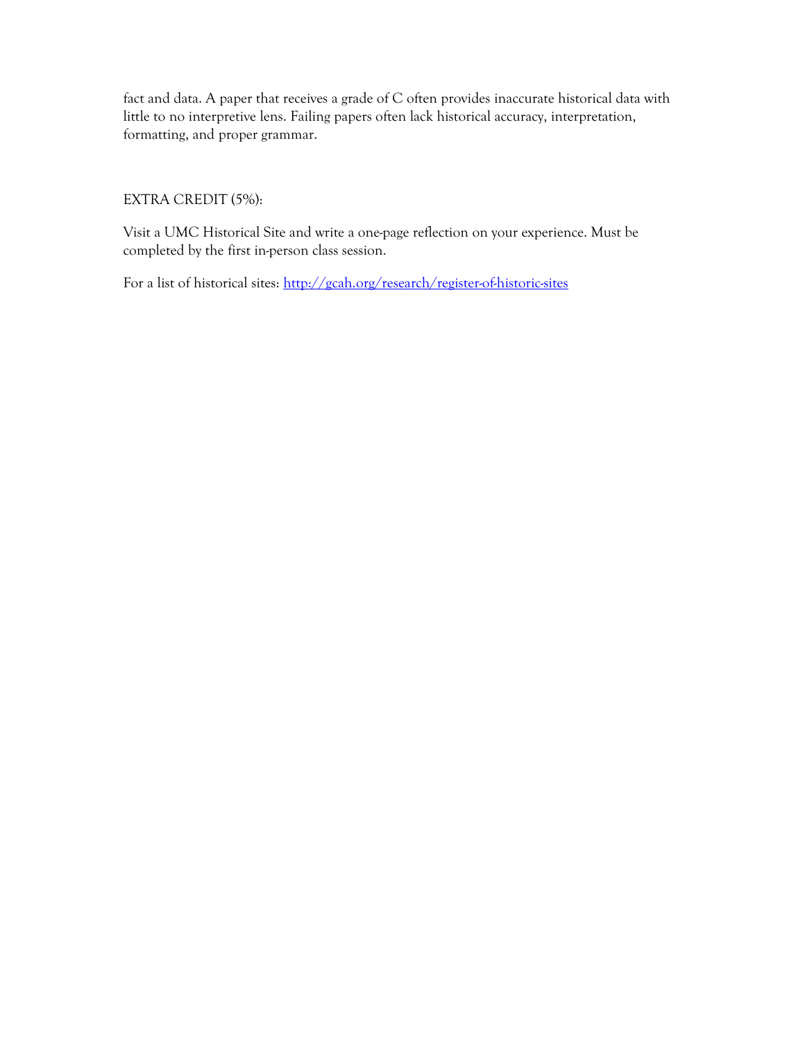fact and data. A paper that receives a grade of C often provides inaccurate historical data with little to no interpretive lens. Failing papers often lack historical accuracy, interpretation, formatting, and proper grammar.

EXTRA CREDIT (5%):

Visit a UMC Historical Site and write a one-page reflection on your experience. Must be completed by the first in-person class session.

For a list of historical sites: [http://gcah.org/research/register-of-historic-sites](http://gcah.org/research/register-of-historic-sites)